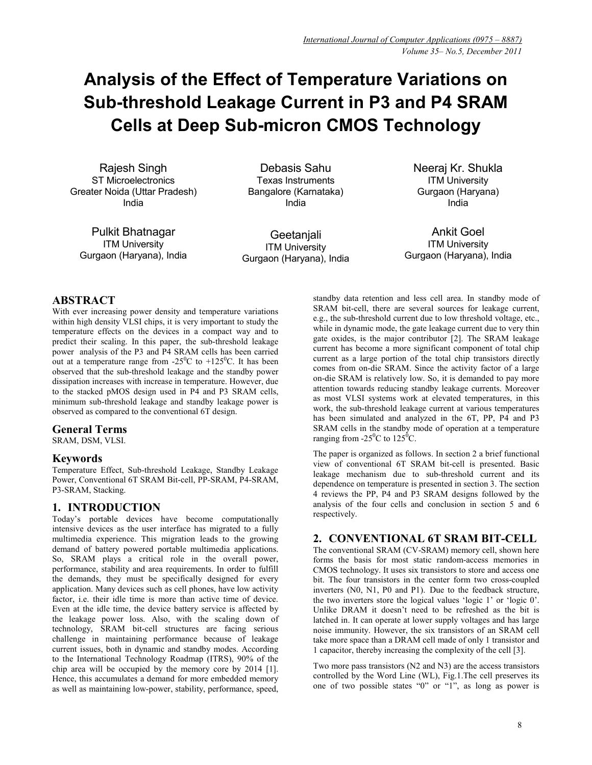# Analysis of the Effect of Temperature Variations on Sub-threshold Leakage Current in P3 and P4 SRAM Cells at Deep Sub-micron CMOS Technology

Rajesh Singh
ST Microelectronics
Greater Noida (Uttar Pradesh)
India

Debasis Sahu
Texas Instruments
Bangalore (Karnataka)
India

Neeraj Kr. Shukla
ITM University
Gurgaon (Haryana)
India

Pulkit Bhatnagar
ITM University
Gurgaon (Haryana), India

Geetanjali
ITM University
Gurgaon (Haryana), India

Ankit Goel
ITM University
Gurgaon (Haryana), India

## ABSTRACT

With ever increasing power density and temperature variations within high density VLSI chips, it is very important to study the temperature effects on the devices in a compact way and to predict their scaling. In this paper, the sub-threshold leakage power analysis of the P3 and P4 SRAM cells has been carried out at a temperature range from -25$^0$C to +125$^0$C. It has been observed that the sub-threshold leakage and the standby power dissipation increases with increase in temperature. However, due to the stacked pMOS design used in P4 and P3 SRAM cells, minimum sub-threshold leakage and standby leakage power is observed as compared to the conventional 6T design.

### General Terms

SRAM, DSM, VLSI.

### Keywords

Temperature Effect, Sub-threshold Leakage, Standby Leakage Power, Conventional 6T SRAM Bit-cell, PP-SRAM, P4-SRAM, P3-SRAM, Stacking.

## 1. INTRODUCTION

Today's portable devices have become computationally intensive devices as the user interface has migrated to a fully multimedia experience. This migration leads to the growing demand of battery powered portable multimedia applications. So, SRAM plays a critical role in the overall power, performance, stability and area requirements. In order to fulfill the demands, they must be specifically designed for every application. Many devices such as cell phones, have low activity factor, i.e. their idle time is more than active time of device. Even at the idle time, the device battery service is affected by the leakage power loss. Also, with the scaling down of technology, SRAM bit-cell structures are facing serious challenge in maintaining performance because of leakage current issues, both in dynamic and standby modes. According to the International Technology Roadmap (ITRS), 90% of the chip area will be occupied by the memory core by 2014 [1]. Hence, this accumulates a demand for more embedded memory as well as maintaining low-power, stability, performance, speed, standby data retention and less cell area. In standby mode of SRAM bit-cell, there are several sources for leakage current, e.g., the sub-threshold current due to low threshold voltage, etc., while in dynamic mode, the gate leakage current due to very thin gate oxides, is the major contributor [2]. The SRAM leakage current has become a more significant component of total chip current as a large portion of the total chip transistors directly comes from on-die SRAM. Since the activity factor of a large on-die SRAM is relatively low. So, it is demanded to pay more attention towards reducing standby leakage currents. Moreover as most VLSI systems work at elevated temperatures, in this work, the sub-threshold leakage current at various temperatures has been simulated and analyzed in the 6T, PP, P4 and P3 SRAM cells in the standby mode of operation at a temperature ranging from -25$^0$C to 125$^0$C.

The paper is organized as follows. In section 2 a brief functional view of conventional 6T SRAM bit-cell is presented. Basic leakage mechanism due to sub-threshold current and its dependence on temperature is presented in section 3. The section 4 reviews the PP, P4 and P3 SRAM designs followed by the analysis of the four cells and conclusion in section 5 and 6 respectively.

## 2. CONVENTIONAL 6T SRAM BIT-CELL

The conventional SRAM (CV-SRAM) memory cell, shown here forms the basis for most static random-access memories in CMOS technology. It uses six transistors to store and access one bit. The four transistors in the center form two cross-coupled inverters (N0, N1, P0 and P1). Due to the feedback structure, the two inverters store the logical values 'logic 1' or 'logic 0'. Unlike DRAM it doesn't need to be refreshed as the bit is latched in. It can operate at lower supply voltages and has large noise immunity. However, the six transistors of an SRAM cell take more space than a DRAM cell made of only 1 transistor and 1 capacitor, thereby increasing the complexity of the cell [3].

Two more pass transistors (N2 and N3) are the access transistors controlled by the Word Line (WL), Fig.1.The cell preserves its one of two possible states "0" or "1", as long as power is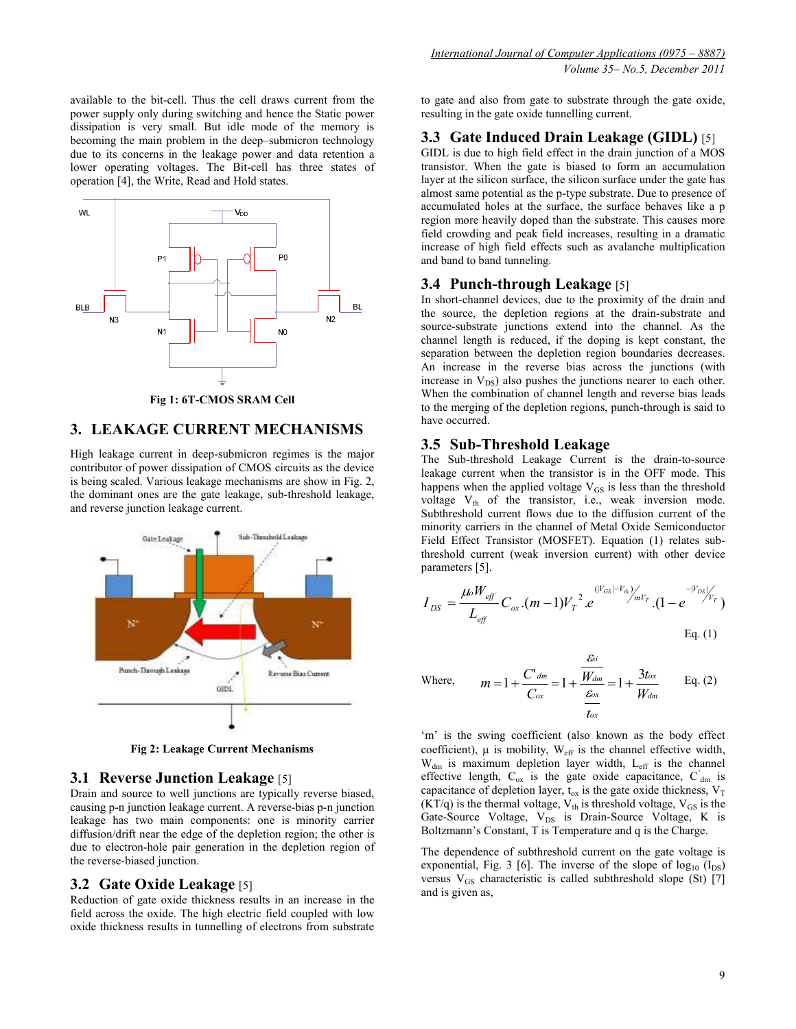available to the bit-cell. Thus the cell draws current from the power supply only during switching and hence the Static power dissipation is very small. But idle mode of the memory is becoming the main problem in the deep–submicron technology due to its concerns in the leakage power and data retention a lower operating voltages. The Bit-cell has three states of operation [4], the Write, Read and Hold states.

**Fig 1: 6T-CMOS SRAM Cell**

## 3. LEAKAGE CURRENT MECHANISMS

High leakage current in deep-submicron regimes is the major contributor of power dissipation of CMOS circuits as the device is being scaled. Various leakage mechanisms are show in Fig. 2, the dominant ones are the gate leakage, sub-threshold leakage, and reverse junction leakage current.

**Fig 2: Leakage Current Mechanisms**

### 3.1 Reverse Junction Leakage [5]

Drain and source to well junctions are typically reverse biased, causing p-n junction leakage current. A reverse-bias p-n junction leakage has two main components: one is minority carrier diffusion/drift near the edge of the depletion region; the other is due to electron-hole pair generation in the depletion region of the reverse-biased junction.

### 3.2 Gate Oxide Leakage [5]

Reduction of gate oxide thickness results in an increase in the field across the oxide. The high electric field coupled with low oxide thickness results in tunnelling of electrons from substrate to gate and also from gate to substrate through the gate oxide, resulting in the gate oxide tunnelling current.

### 3.3 Gate Induced Drain Leakage (GIDL) [5]

GIDL is due to high field effect in the drain junction of a MOS transistor. When the gate is biased to form an accumulation layer at the silicon surface, the silicon surface under the gate has almost same potential as the p-type substrate. Due to presence of accumulated holes at the surface, the surface behaves like a p region more heavily doped than the substrate. This causes more field crowding and peak field increases, resulting in a dramatic increase of high field effects such as avalanche multiplication and band to band tunneling.

### 3.4 Punch-through Leakage [5]

In short-channel devices, due to the proximity of the drain and the source, the depletion regions at the drain-substrate and source-substrate junctions extend into the channel. As the channel length is reduced, if the doping is kept constant, the separation between the depletion region boundaries decreases. An increase in the reverse bias across the junctions (with increase in $V_{DS}$) also pushes the junctions nearer to each other. When the combination of channel length and reverse bias leads to the merging of the depletion regions, punch-through is said to have occurred.

### 3.5 Sub-Threshold Leakage

The Sub-threshold Leakage Current is the drain-to-source leakage current when the transistor is in the OFF mode. This happens when the applied voltage $V_{GS}$ is less than the threshold voltage $V_{th}$ of the transistor, i.e., weak inversion mode. Subthreshold current flows due to the diffusion current of the minority carriers in the channel of Metal Oxide Semiconductor Field Effect Transistor (MOSFET). Equation (1) relates sub-threshold current (weak inversion current) with other device parameters [5].

$$I_{DS} = \frac{\mu_0 W_{eff}}{L_{eff}} C_{ox}.(m-1)V_T^{\,2}.e^{(|V_{GS}|-V_{th})/mV_T}.(1-e^{-|V_{DS}|/V_T}) \quad \text{Eq. (1)}$$

Where,

$$m = 1 + \frac{C'_{dm}}{C_{ox}} = 1 + \frac{\frac{\varepsilon_{si}}{W_{dm}}}{\frac{\varepsilon_{ox}}{t_{ox}}} = 1 + \frac{3t_{ox}}{W_{dm}} \quad \text{Eq. (2)}$$

'm' is the swing coefficient (also known as the body effect coefficient), μ is mobility, $W_{eff}$ is the channel effective width, $W_{dm}$ is maximum depletion layer width, $L_{eff}$ is the channel effective length, $C_{ox}$ is the gate oxide capacitance, $C'_{dm}$ is capacitance of depletion layer, $t_{ox}$ is the gate oxide thickness, $V_T$ (KT/q) is the thermal voltage, $V_{th}$ is threshold voltage, $V_{GS}$ is the Gate-Source Voltage, $V_{DS}$ is Drain-Source Voltage, K is Boltzmann's Constant, T is Temperature and q is the Charge.

The dependence of subthreshold current on the gate voltage is exponential, Fig. 3 [6]. The inverse of the slope of $\log_{10}(I_{DS})$ versus $V_{GS}$ characteristic is called subthreshold slope (St) [7] and is given as,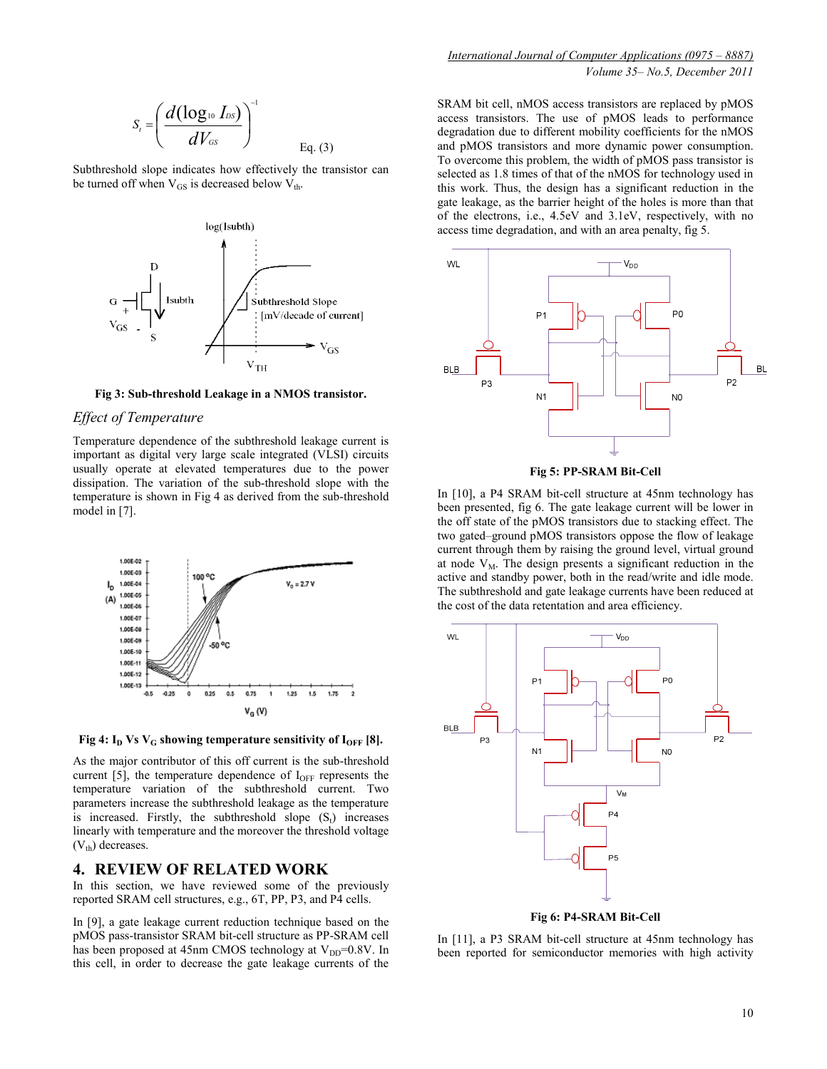$$S_t = \left( \frac{d(\log_{10} I_{DS})}{dV_{GS}} \right)^{-1} \quad \text{Eq. (3)}$$

Subthreshold slope indicates how effectively the transistor can be turned off when $V_{GS}$ is decreased below $V_{th}$.

**Fig 3: Sub-threshold Leakage in a NMOS transistor.**

### *Effect of Temperature*

Temperature dependence of the subthreshold leakage current is important as digital very large scale integrated (VLSI) circuits usually operate at elevated temperatures due to the power dissipation. The variation of the sub-threshold slope with the temperature is shown in Fig 4 as derived from the sub-threshold model in [7].

**Fig 4: $I_D$ Vs $V_G$ showing temperature sensitivity of $I_{OFF}$ [8].**

As the major contributor of this off current is the sub-threshold current [5], the temperature dependence of $I_{OFF}$ represents the temperature variation of the subthreshold current. Two parameters increase the subthreshold leakage as the temperature is increased. Firstly, the subthreshold slope ($S_t$) increases linearly with temperature and the moreover the threshold voltage ($V_{th}$) decreases.

## 4. REVIEW OF RELATED WORK

In this section, we have reviewed some of the previously reported SRAM cell structures, e.g., 6T, PP, P3, and P4 cells.

In [9], a gate leakage current reduction technique based on the pMOS pass-transistor SRAM bit-cell structure as PP-SRAM cell has been proposed at 45nm CMOS technology at $V_{DD}$=0.8V. In this cell, in order to decrease the gate leakage currents of the SRAM bit cell, nMOS access transistors are replaced by pMOS access transistors. The use of pMOS leads to performance degradation due to different mobility coefficients for the nMOS and pMOS transistors and more dynamic power consumption. To overcome this problem, the width of pMOS pass transistor is selected as 1.8 times of that of the nMOS for technology used in this work. Thus, the design has a significant reduction in the gate leakage, as the barrier height of the holes is more than that of the electrons, i.e., 4.5eV and 3.1eV, respectively, with no access time degradation, and with an area penalty, fig 5.

**Fig 5: PP-SRAM Bit-Cell**

In [10], a P4 SRAM bit-cell structure at 45nm technology has been presented, fig 6. The gate leakage current will be lower in the off state of the pMOS transistors due to stacking effect. The two gated–ground pMOS transistors oppose the flow of leakage current through them by raising the ground level, virtual ground at node $V_M$. The design presents a significant reduction in the active and standby power, both in the read/write and idle mode. The subthreshold and gate leakage currents have been reduced at the cost of the data retention and area efficiency.

**Fig 6: P4-SRAM Bit-Cell**

In [11], a P3 SRAM bit-cell structure at 45nm technology has been reported for semiconductor memories with high activity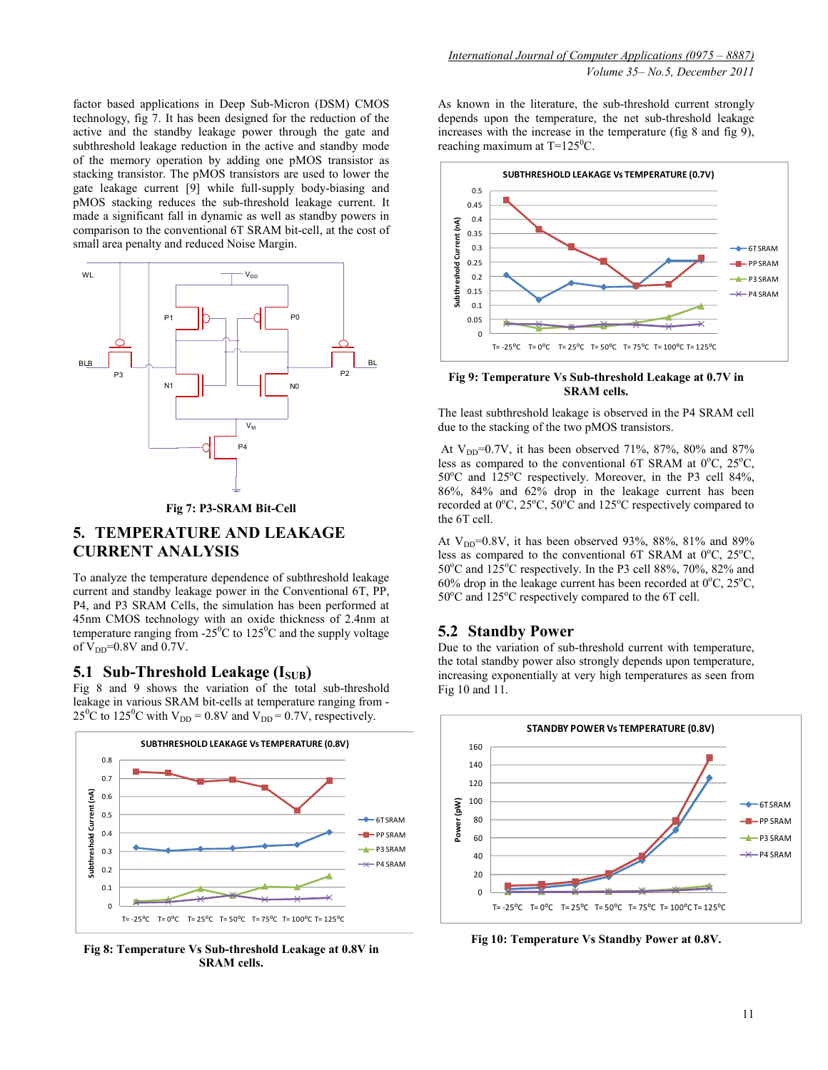factor based applications in Deep Sub-Micron (DSM) CMOS technology, fig 7. It has been designed for the reduction of the active and the standby leakage power through the gate and subthreshold leakage reduction in the active and standby mode of the memory operation by adding one pMOS transistor as stacking transistor. The pMOS transistors are used to lower the gate leakage current [9] while full-supply body-biasing and pMOS stacking reduces the sub-threshold leakage current. It made a significant fall in dynamic as well as standby powers in comparison to the conventional 6T SRAM bit-cell, at the cost of small area penalty and reduced Noise Margin.

**Fig 7: P3-SRAM Bit-Cell**

## 5. TEMPERATURE AND LEAKAGE CURRENT ANALYSIS

To analyze the temperature dependence of subthreshold leakage current and standby leakage power in the Conventional 6T, PP, P4, and P3 SRAM Cells, the simulation has been performed at 45nm CMOS technology with an oxide thickness of 2.4nm at temperature ranging from -25$^0$C to 125$^0$C and the supply voltage of $V_{DD}$=0.8V and 0.7V.

### 5.1 Sub-Threshold Leakage ($I_{SUB}$)

Fig 8 and 9 shows the variation of the total sub-threshold leakage in various SRAM bit-cells at temperature ranging from -25$^0$C to 125$^0$C with $V_{DD}$ = 0.8V and $V_{DD}$ = 0.7V, respectively.

**Fig 8: Temperature Vs Sub-threshold Leakage at 0.8V in SRAM cells.**

As known in the literature, the sub-threshold current strongly depends upon the temperature, the net sub-threshold leakage increases with the increase in the temperature (fig 8 and fig 9), reaching maximum at T=125$^0$C.

**Fig 9: Temperature Vs Sub-threshold Leakage at 0.7V in SRAM cells.**

The least subthreshold leakage is observed in the P4 SRAM cell due to the stacking of the two pMOS transistors.

At $V_{DD}$=0.7V, it has been observed 71%, 87%, 80% and 87% less as compared to the conventional 6T SRAM at 0$^o$C, 25$^o$C, 50$^o$C and 125$^o$C respectively. Moreover, in the P3 cell 84%, 86%, 84% and 62% drop in the leakage current has been recorded at 0$^o$C, 25$^o$C, 50$^o$C and 125$^o$C respectively compared to the 6T cell.

At $V_{DD}$=0.8V, it has been observed 93%, 88%, 81% and 89% less as compared to the conventional 6T SRAM at 0$^o$C, 25$^o$C, 50$^o$C and 125$^o$C respectively. In the P3 cell 88%, 70%, 82% and 60% drop in the leakage current has been recorded at 0$^o$C, 25$^o$C, 50$^o$C and 125$^o$C respectively compared to the 6T cell.

### 5.2 Standby Power

Due to the variation of sub-threshold current with temperature, the total standby power also strongly depends upon temperature, increasing exponentially at very high temperatures as seen from Fig 10 and 11.

**Fig 10: Temperature Vs Standby Power at 0.8V.**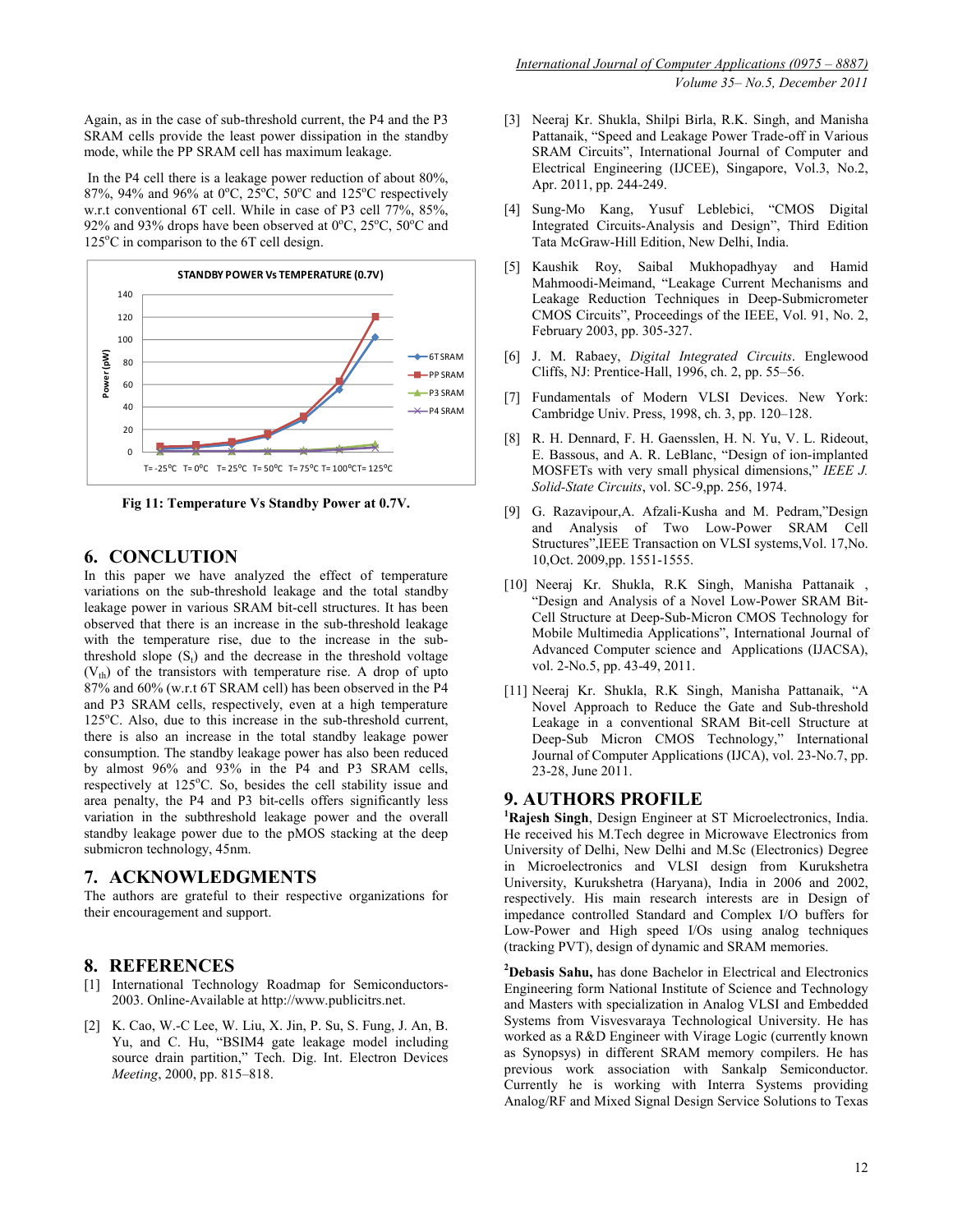Again, as in the case of sub-threshold current, the P4 and the P3 SRAM cells provide the least power dissipation in the standby mode, while the PP SRAM cell has maximum leakage.

In the P4 cell there is a leakage power reduction of about 80%, 87%, 94% and 96% at 0°C, 25°C, 50°C and 125°C respectively w.r.t conventional 6T cell. While in case of P3 cell 77%, 85%, 92% and 93% drops have been observed at 0°C, 25°C, 50°C and 125°C in comparison to the 6T cell design.

**Fig 11: Temperature Vs Standby Power at 0.7V.**

## 6. CONCLUTION

In this paper we have analyzed the effect of temperature variations on the sub-threshold leakage and the total standby leakage power in various SRAM bit-cell structures. It has been observed that there is an increase in the sub-threshold leakage with the temperature rise, due to the increase in the sub-threshold slope ($S_t$) and the decrease in the threshold voltage ($V_{th}$) of the transistors with temperature rise. A drop of upto 87% and 60% (w.r.t 6T SRAM cell) has been observed in the P4 and P3 SRAM cells, respectively, even at a high temperature 125°C. Also, due to this increase in the sub-threshold current, there is also an increase in the total standby leakage power consumption. The standby leakage power has also been reduced by almost 96% and 93% in the P4 and P3 SRAM cells, respectively at 125°C. So, besides the cell stability issue and area penalty, the P4 and P3 bit-cells offers significantly less variation in the subthreshold leakage power and the overall standby leakage power due to the pMOS stacking at the deep submicron technology, 45nm.

## 7. ACKNOWLEDGMENTS

The authors are grateful to their respective organizations for their encouragement and support.

## 8. REFERENCES

[1] International Technology Roadmap for Semiconductors-2003. Online-Available at http://www.publicitrs.net.

[2] K. Cao, W.-C Lee, W. Liu, X. Jin, P. Su, S. Fung, J. An, B. Yu, and C. Hu, "BSIM4 gate leakage model including source drain partition," Tech. Dig. Int. Electron Devices *Meeting*, 2000, pp. 815–818.

[3] Neeraj Kr. Shukla, Shilpi Birla, R.K. Singh, and Manisha Pattanaik, "Speed and Leakage Power Trade-off in Various SRAM Circuits", International Journal of Computer and Electrical Engineering (IJCEE), Singapore, Vol.3, No.2, Apr. 2011, pp. 244-249.

[4] Sung-Mo Kang, Yusuf Leblebici, "CMOS Digital Integrated Circuits-Analysis and Design", Third Edition Tata McGraw-Hill Edition, New Delhi, India.

[5] Kaushik Roy, Saibal Mukhopadhyay and Hamid Mahmoodi-Meimand, "Leakage Current Mechanisms and Leakage Reduction Techniques in Deep-Submicrometer CMOS Circuits", Proceedings of the IEEE, Vol. 91, No. 2, February 2003, pp. 305-327.

[6] J. M. Rabaey, *Digital Integrated Circuits*. Englewood Cliffs, NJ: Prentice-Hall, 1996, ch. 2, pp. 55–56.

[7] Fundamentals of Modern VLSI Devices. New York: Cambridge Univ. Press, 1998, ch. 3, pp. 120–128.

[8] R. H. Dennard, F. H. Gaensslen, H. N. Yu, V. L. Rideout, E. Bassous, and A. R. LeBlanc, "Design of ion-implanted MOSFETs with very small physical dimensions," *IEEE J. Solid-State Circuits*, vol. SC-9,pp. 256, 1974.

[9] G. Razavipour,A. Afzali-Kusha and M. Pedram,"Design and Analysis of Two Low-Power SRAM Cell Structures",IEEE Transaction on VLSI systems,Vol. 17,No. 10,Oct. 2009,pp. 1551-1555.

[10] Neeraj Kr. Shukla, R.K Singh, Manisha Pattanaik , "Design and Analysis of a Novel Low-Power SRAM Bit-Cell Structure at Deep-Sub-Micron CMOS Technology for Mobile Multimedia Applications", International Journal of Advanced Computer science and Applications (IJACSA), vol. 2-No.5, pp. 43-49, 2011.

[11] Neeraj Kr. Shukla, R.K Singh, Manisha Pattanaik, "A Novel Approach to Reduce the Gate and Sub-threshold Leakage in a conventional SRAM Bit-cell Structure at Deep-Sub Micron CMOS Technology," International Journal of Computer Applications (IJCA), vol. 23-No.7, pp. 23-28, June 2011.

## 9. AUTHORS PROFILE

[1]**Rajesh Singh**, Design Engineer at ST Microelectronics, India. He received his M.Tech degree in Microwave Electronics from University of Delhi, New Delhi and M.Sc (Electronics) Degree in Microelectronics and VLSI design from Kurukshetra University, Kurukshetra (Haryana), India in 2006 and 2002, respectively. His main research interests are in Design of impedance controlled Standard and Complex I/O buffers for Low-Power and High speed I/Os using analog techniques (tracking PVT), design of dynamic and SRAM memories.

[2]**Debasis Sahu,** has done Bachelor in Electrical and Electronics Engineering form National Institute of Science and Technology and Masters with specialization in Analog VLSI and Embedded Systems from Visvesvaraya Technological University. He has worked as a R&D Engineer with Virage Logic (currently known as Synopsys) in different SRAM memory compilers. He has previous work association with Sankalp Semiconductor. Currently he is working with Interra Systems providing Analog/RF and Mixed Signal Design Service Solutions to Texas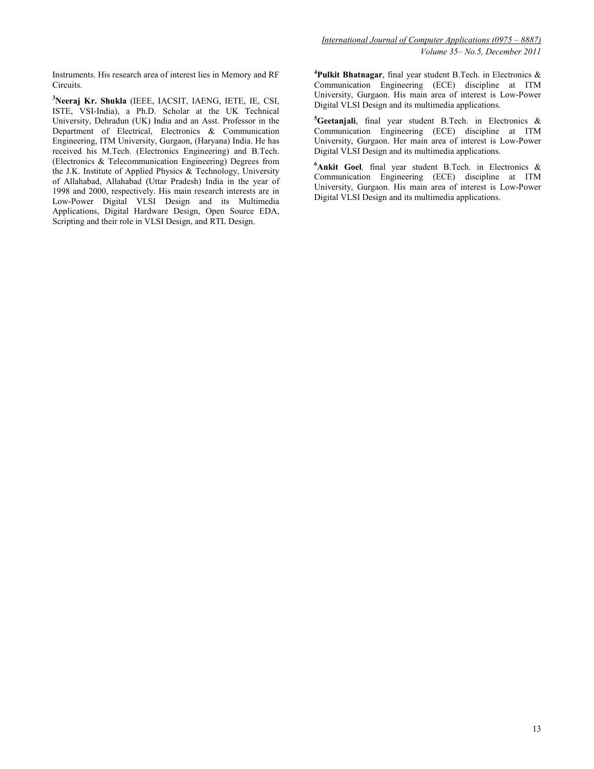Instruments. His research area of interest lies in Memory and RF Circuits.

[3]**Neeraj Kr. Shukla** (IEEE, IACSIT, IAENG, IETE, IE, CSI, ISTE, VSI-India), a Ph.D. Scholar at the UK Technical University, Dehradun (UK) India and an Asst. Professor in the Department of Electrical, Electronics & Communication Engineering, ITM University, Gurgaon, (Haryana) India. He has received his M.Tech. (Electronics Engineering) and B.Tech. (Electronics & Telecommunication Engineering) Degrees from the J.K. Institute of Applied Physics & Technology, University of Allahabad, Allahabad (Uttar Pradesh) India in the year of 1998 and 2000, respectively. His main research interests are in Low-Power Digital VLSI Design and its Multimedia Applications, Digital Hardware Design, Open Source EDA, Scripting and their role in VLSI Design, and RTL Design.

[4]**Pulkit Bhatnagar**, final year student B.Tech. in Electronics & Communication Engineering (ECE) discipline at ITM University, Gurgaon. His main area of interest is Low-Power Digital VLSI Design and its multimedia applications.

[5]**Geetanjali**, final year student B.Tech. in Electronics & Communication Engineering (ECE) discipline at ITM University, Gurgaon. Her main area of interest is Low-Power Digital VLSI Design and its multimedia applications.

[6]**Ankit Goel**, final year student B.Tech. in Electronics & Communication Engineering (ECE) discipline at ITM University, Gurgaon. His main area of interest is Low-Power Digital VLSI Design and its multimedia applications.